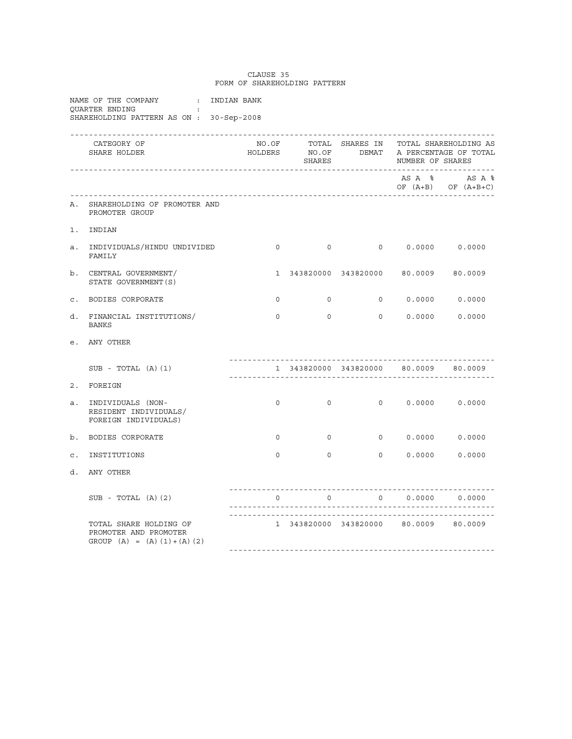# CLAUSE 35
## FORM OF SHAREHOLDING PATTERN

NAME OF THE COMPANY : INDIAN BANK
QUARTER ENDING :
SHAREHOLDING PATTERN AS ON : 30-Sep-2008

| | CATEGORY OF SHARE HOLDER | NO.OF HOLDERS | TOTAL NO.OF SHARES | SHARES IN DEMAT | TOTAL SHAREHOLDING AS A PERCENTAGE OF TOTAL NUMBER OF SHARES | |
|---|---|---|---|---|---|---|
| | | | | | AS A % OF (A+B) | AS A % OF (A+B+C) |
| A. | SHAREHOLDING OF PROMOTER AND PROMOTER GROUP | | | | | |
| 1. | INDIAN | | | | | |
| a. | INDIVIDUALS/HINDU UNDIVIDED FAMILY | 0 | 0 | 0 | 0.0000 | 0.0000 |
| b. | CENTRAL GOVERNMENT/ STATE GOVERNMENT(S) | 1 | 343820000 | 343820000 | 80.0009 | 80.0009 |
| c. | BODIES CORPORATE | 0 | 0 | 0 | 0.0000 | 0.0000 |
| d. | FINANCIAL INSTITUTIONS/ BANKS | 0 | 0 | 0 | 0.0000 | 0.0000 |
| e. | ANY OTHER | | | | | |
| | SUB - TOTAL (A)(1) | 1 | 343820000 | 343820000 | 80.0009 | 80.0009 |
| 2. | FOREIGN | | | | | |
| a. | INDIVIDUALS (NON-RESIDENT INDIVIDUALS/ FOREIGN INDIVIDUALS) | 0 | 0 | 0 | 0.0000 | 0.0000 |
| b. | BODIES CORPORATE | 0 | 0 | 0 | 0.0000 | 0.0000 |
| c. | INSTITUTIONS | 0 | 0 | 0 | 0.0000 | 0.0000 |
| d. | ANY OTHER | | | | | |
| | SUB - TOTAL (A)(2) | 0 | 0 | 0 | 0.0000 | 0.0000 |
| | TOTAL SHARE HOLDING OF PROMOTER AND PROMOTER GROUP (A) = (A)(1)+(A)(2) | 1 | 343820000 | 343820000 | 80.0009 | 80.0009 |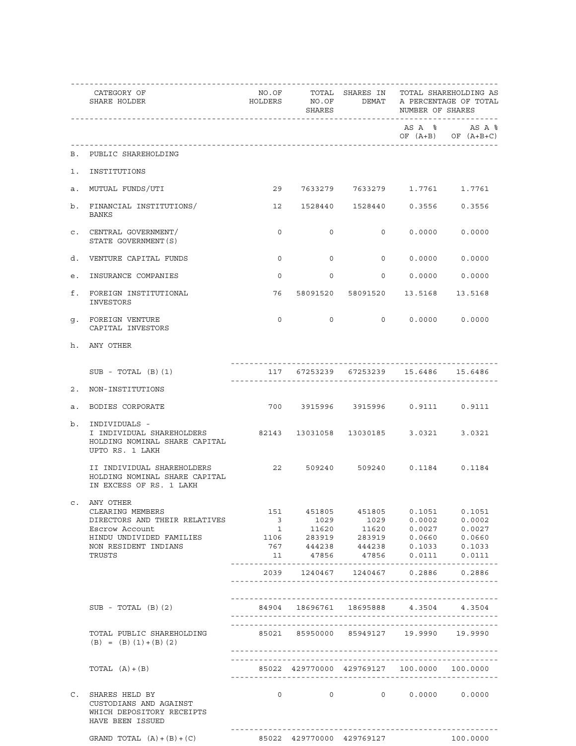| | CATEGORY OF SHARE HOLDER | NO.OF HOLDERS | TOTAL NO.OF SHARES | SHARES IN DEMAT | TOTAL SHAREHOLDING AS A PERCENTAGE OF TOTAL NUMBER OF SHARES | |
|---|---|---|---|---|---|---|
| | | | | | AS A % OF (A+B) | AS A % OF (A+B+C) |
| B. | PUBLIC SHAREHOLDING | | | | | |
| 1. | INSTITUTIONS | | | | | |
| a. | MUTUAL FUNDS/UTI | 29 | 7633279 | 7633279 | 1.7761 | 1.7761 |
| b. | FINANCIAL INSTITUTIONS/ BANKS | 12 | 1528440 | 1528440 | 0.3556 | 0.3556 |
| c. | CENTRAL GOVERNMENT/ STATE GOVERNMENT(S) | 0 | 0 | 0 | 0.0000 | 0.0000 |
| d. | VENTURE CAPITAL FUNDS | 0 | 0 | 0 | 0.0000 | 0.0000 |
| e. | INSURANCE COMPANIES | 0 | 0 | 0 | 0.0000 | 0.0000 |
| f. | FOREIGN INSTITUTIONAL INVESTORS | 76 | 58091520 | 58091520 | 13.5168 | 13.5168 |
| g. | FOREIGN VENTURE CAPITAL INVESTORS | 0 | 0 | 0 | 0.0000 | 0.0000 |
| h. | ANY OTHER | | | | | |
| | SUB - TOTAL (B)(1) | 117 | 67253239 | 67253239 | 15.6486 | 15.6486 |
| 2. | NON-INSTITUTIONS | | | | | |
| a. | BODIES CORPORATE | 700 | 3915996 | 3915996 | 0.9111 | 0.9111 |
| b. | INDIVIDUALS - I INDIVIDUAL SHAREHOLDERS HOLDING NOMINAL SHARE CAPITAL UPTO RS. 1 LAKH | 82143 | 13031058 | 13030185 | 3.0321 | 3.0321 |
| | II INDIVIDUAL SHAREHOLDERS HOLDING NOMINAL SHARE CAPITAL IN EXCESS OF RS. 1 LAKH | 22 | 509240 | 509240 | 0.1184 | 0.1184 |
| c. | ANY OTHER | | | | | |
| | CLEARING MEMBERS | 151 | 451805 | 451805 | 0.1051 | 0.1051 |
| | DIRECTORS AND THEIR RELATIVES | 3 | 1029 | 1029 | 0.0002 | 0.0002 |
| | Escrow Account | 1 | 11620 | 11620 | 0.0027 | 0.0027 |
| | HINDU UNDIVIDED FAMILIES | 1106 | 283919 | 283919 | 0.0660 | 0.0660 |
| | NON RESIDENT INDIANS | 767 | 444238 | 444238 | 0.1033 | 0.1033 |
| | TRUSTS | 11 | 47856 | 47856 | 0.0111 | 0.0111 |
| | | 2039 | 1240467 | 1240467 | 0.2886 | 0.2886 |
| | SUB - TOTAL (B)(2) | 84904 | 18696761 | 18695888 | 4.3504 | 4.3504 |
| | TOTAL PUBLIC SHAREHOLDING (B) = (B)(1)+(B)(2) | 85021 | 85950000 | 85949127 | 19.9990 | 19.9990 |
| | TOTAL (A)+(B) | 85022 | 429770000 | 429769127 | 100.0000 | 100.0000 |
| C. | SHARES HELD BY CUSTODIANS AND AGAINST WHICH DEPOSITORY RECEIPTS HAVE BEEN ISSUED | 0 | 0 | 0 | 0.0000 | 0.0000 |
| | GRAND TOTAL (A)+(B)+(C) | 85022 | 429770000 | 429769127 | | 100.0000 |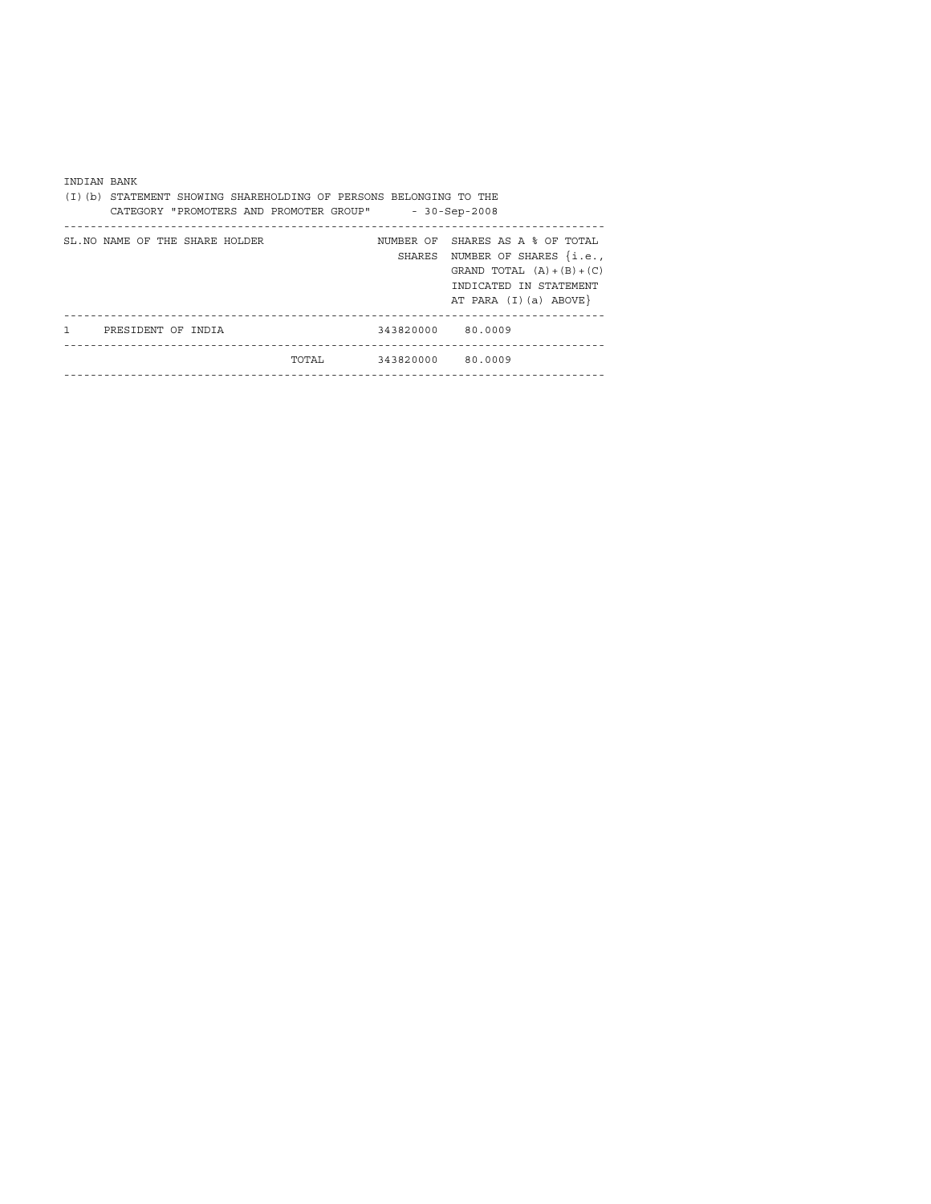INDIAN BANK

(I)(b) STATEMENT SHOWING SHAREHOLDING OF PERSONS BELONGING TO THE CATEGORY "PROMOTERS AND PROMOTER GROUP" - 30-Sep-2008

| SL.NO | NAME OF THE SHARE HOLDER | NUMBER OF SHARES | SHARES AS A % OF TOTAL NUMBER OF SHARES {i.e., GRAND TOTAL (A)+(B)+(C) INDICATED IN STATEMENT AT PARA (I)(a) ABOVE} |
|---|---|---|---|
| 1 | PRESIDENT OF INDIA | 343820000 | 80.0009 |
| | TOTAL | 343820000 | 80.0009 |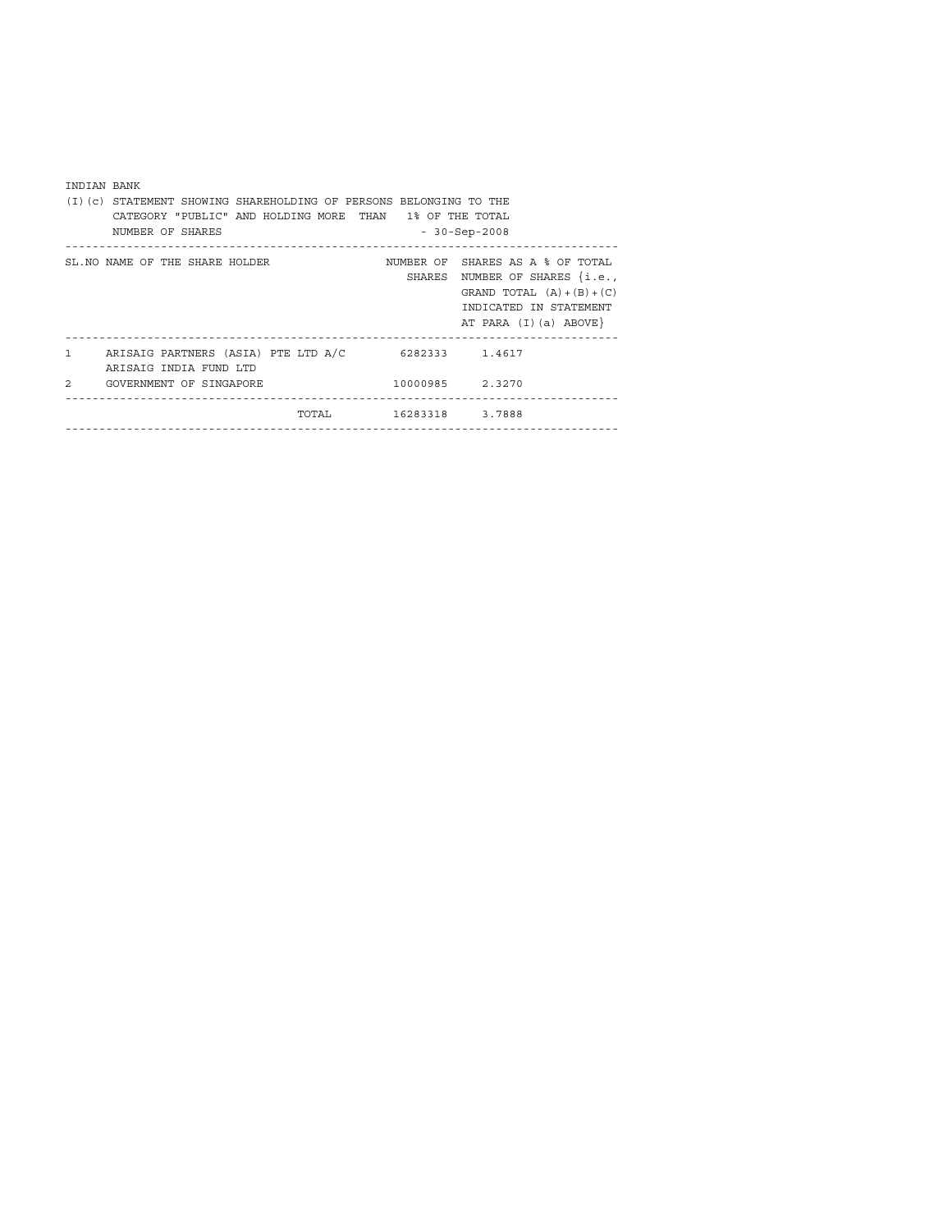INDIAN BANK

(I)(c) STATEMENT SHOWING SHAREHOLDING OF PERSONS BELONGING TO THE CATEGORY "PUBLIC" AND HOLDING MORE THAN 1% OF THE TOTAL NUMBER OF SHARES - 30-Sep-2008

| SL.NO | NAME OF THE SHARE HOLDER | NUMBER OF SHARES | SHARES AS A % OF TOTAL NUMBER OF SHARES {i.e., GRAND TOTAL (A)+(B)+(C) INDICATED IN STATEMENT AT PARA (I)(a) ABOVE} |
|---|---|---|---|
| 1 | ARISAIG PARTNERS (ASIA) PTE LTD A/C ARISAIG INDIA FUND LTD | 6282333 | 1.4617 |
| 2 | GOVERNMENT OF SINGAPORE | 10000985 | 2.3270 |
| | TOTAL | 16283318 | 3.7888 |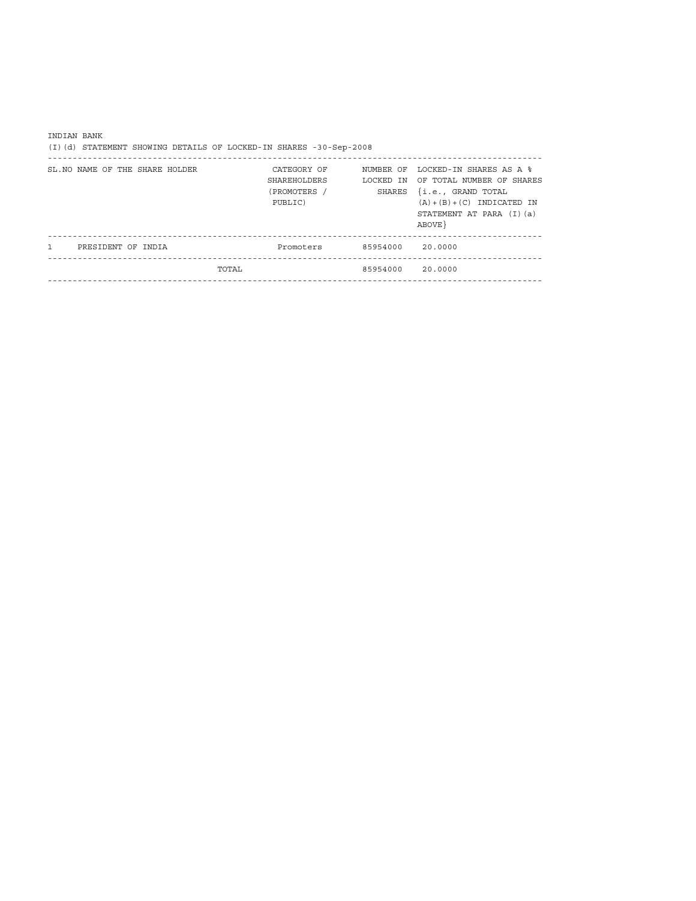INDIAN BANK

(I)(d) STATEMENT SHOWING DETAILS OF LOCKED-IN SHARES -30-Sep-2008

| SL.NO | NAME OF THE SHARE HOLDER | CATEGORY OF SHAREHOLDERS (PROMOTERS / PUBLIC) | NUMBER OF LOCKED IN SHARES | LOCKED-IN SHARES AS A % OF TOTAL NUMBER OF SHARES {i.e., GRAND TOTAL (A)+(B)+(C) INDICATED IN STATEMENT AT PARA (I)(a) ABOVE} |
|---|---|---|---|---|
| 1 | PRESIDENT OF INDIA | Promoters | 85954000 | 20.0000 |
| | TOTAL | | 85954000 | 20.0000 |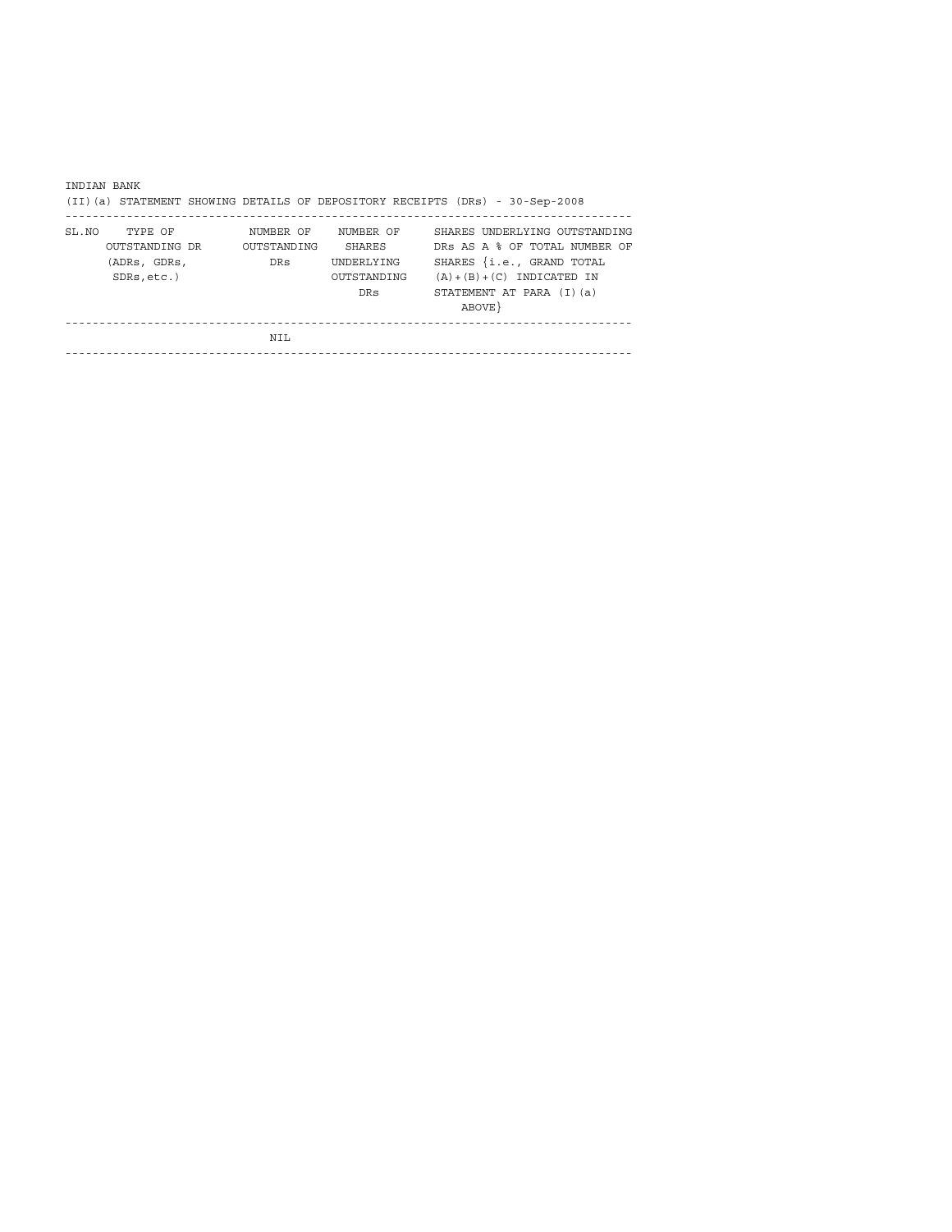INDIAN BANK

(II)(a) STATEMENT SHOWING DETAILS OF DEPOSITORY RECEIPTS (DRs) - 30-Sep-2008

| SL.NO | TYPE OF OUTSTANDING DR (ADRs, GDRs, SDRs,etc.) | NUMBER OF OUTSTANDING DRs | NUMBER OF SHARES UNDERLYING OUTSTANDING DRs | SHARES UNDERLYING OUTSTANDING DRs AS A % OF TOTAL NUMBER OF SHARES {i.e., GRAND TOTAL (A)+(B)+(C) INDICATED IN STATEMENT AT PARA (I)(a) ABOVE} |
|---|---|---|---|---|
| | | NIL | | |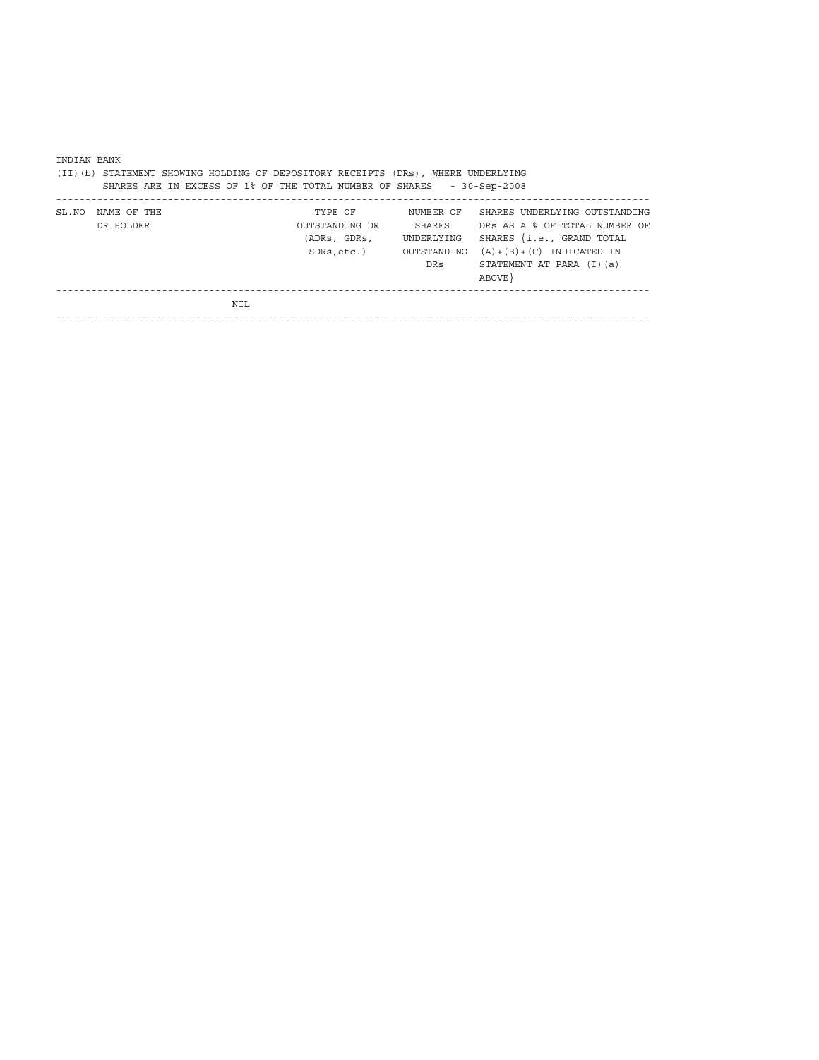INDIAN BANK

(II)(b) STATEMENT SHOWING HOLDING OF DEPOSITORY RECEIPTS (DRs), WHERE UNDERLYING SHARES ARE IN EXCESS OF 1% OF THE TOTAL NUMBER OF SHARES - 30-Sep-2008

| SL.NO | NAME OF THE DR HOLDER | TYPE OF OUTSTANDING DR (ADRs, GDRs, SDRs,etc.) | NUMBER OF SHARES UNDERLYING OUTSTANDING DRs | SHARES UNDERLYING OUTSTANDING DRs AS A % OF TOTAL NUMBER OF SHARES {i.e., GRAND TOTAL (A)+(B)+(C) INDICATED IN STATEMENT AT PARA (I)(a) ABOVE} |
|---|---|---|---|---|
| | NIL | | | |